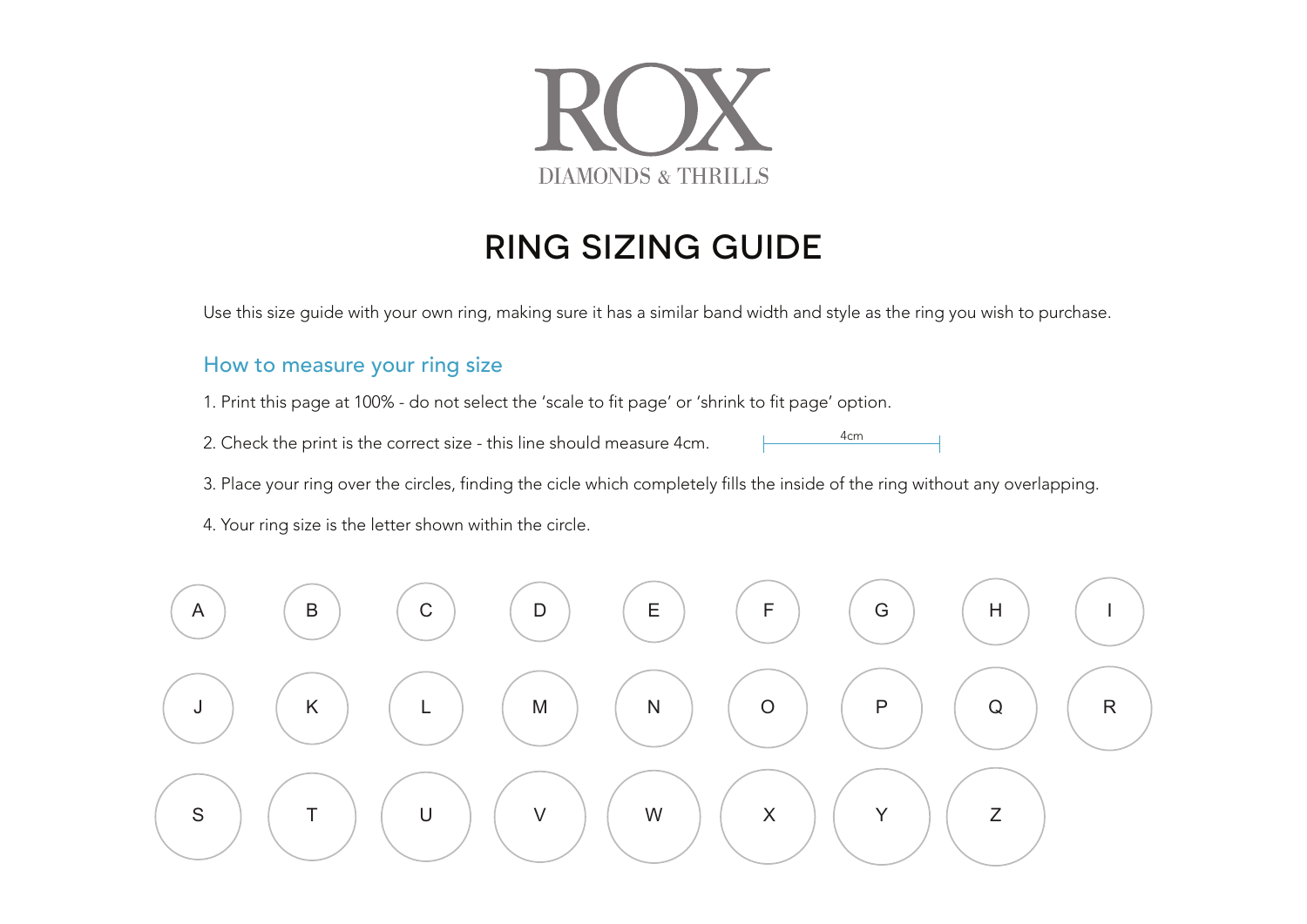ROX

DIAMONDS & THRILLS

# RING SIZING GUIDE

Use this size guide with your own ring, making sure it has a similar band width and style as the ring you wish to purchase.

## How to measure your ring size

1. Print this page at 100% - do not select the 'scale to fit page' or 'shrink to fit page' option.

2. Check the print is the correct size - this line should measure 4cm. 4cm

3. Place your ring over the circles, finding the cicle which completely fills the inside of the ring without any overlapping.

4. Your ring size is the letter shown within the circle.

A B C D E F G H I

J K L M N O P Q R

S T U V W X Y Z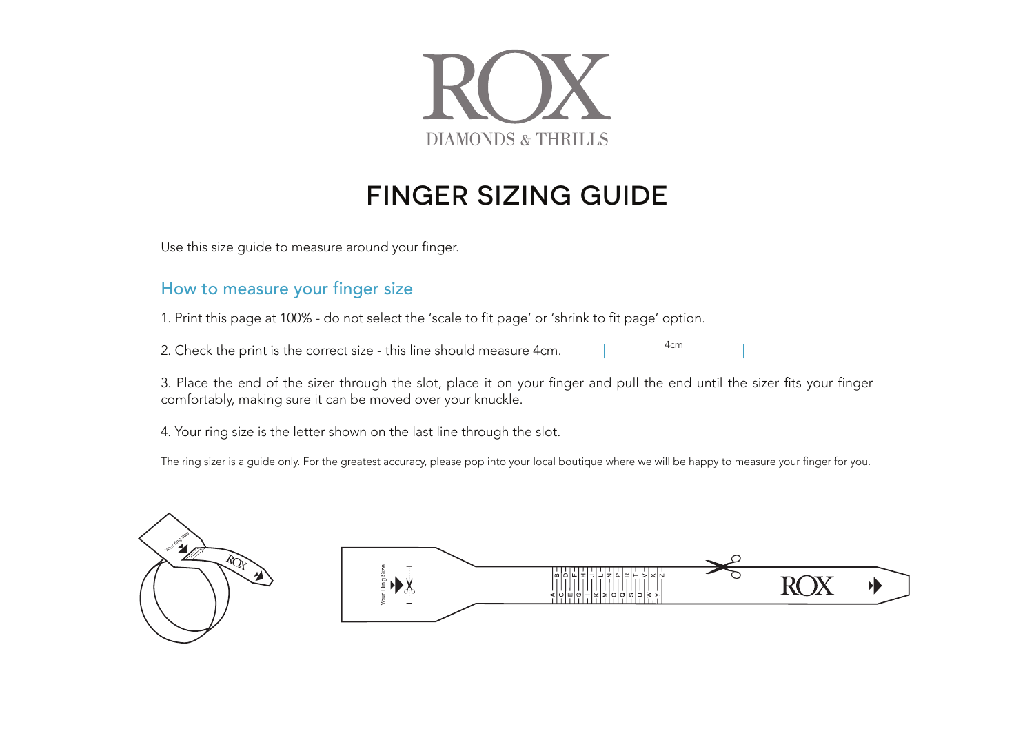# ROX

DIAMONDS & THRILLS

## FINGER SIZING GUIDE

Use this size guide to measure around your finger.

### How to measure your finger size

1. Print this page at 100% - do not select the 'scale to fit page' or 'shrink to fit page' option.

2. Check the print is the correct size - this line should measure 4cm.

4cm

3. Place the end of the sizer through the slot, place it on your finger and pull the end until the sizer fits your finger comfortably, making sure it can be moved over your knuckle.

4. Your ring size is the letter shown on the last line through the slot.

The ring sizer is a guide only. For the greatest accuracy, please pop into your local boutique where we will be happy to measure your finger for you.

Your ring size

ROX

Your Ring Size

A B C D E F G H I J K L M N O P Q R S T U V W X Y Z

ROX